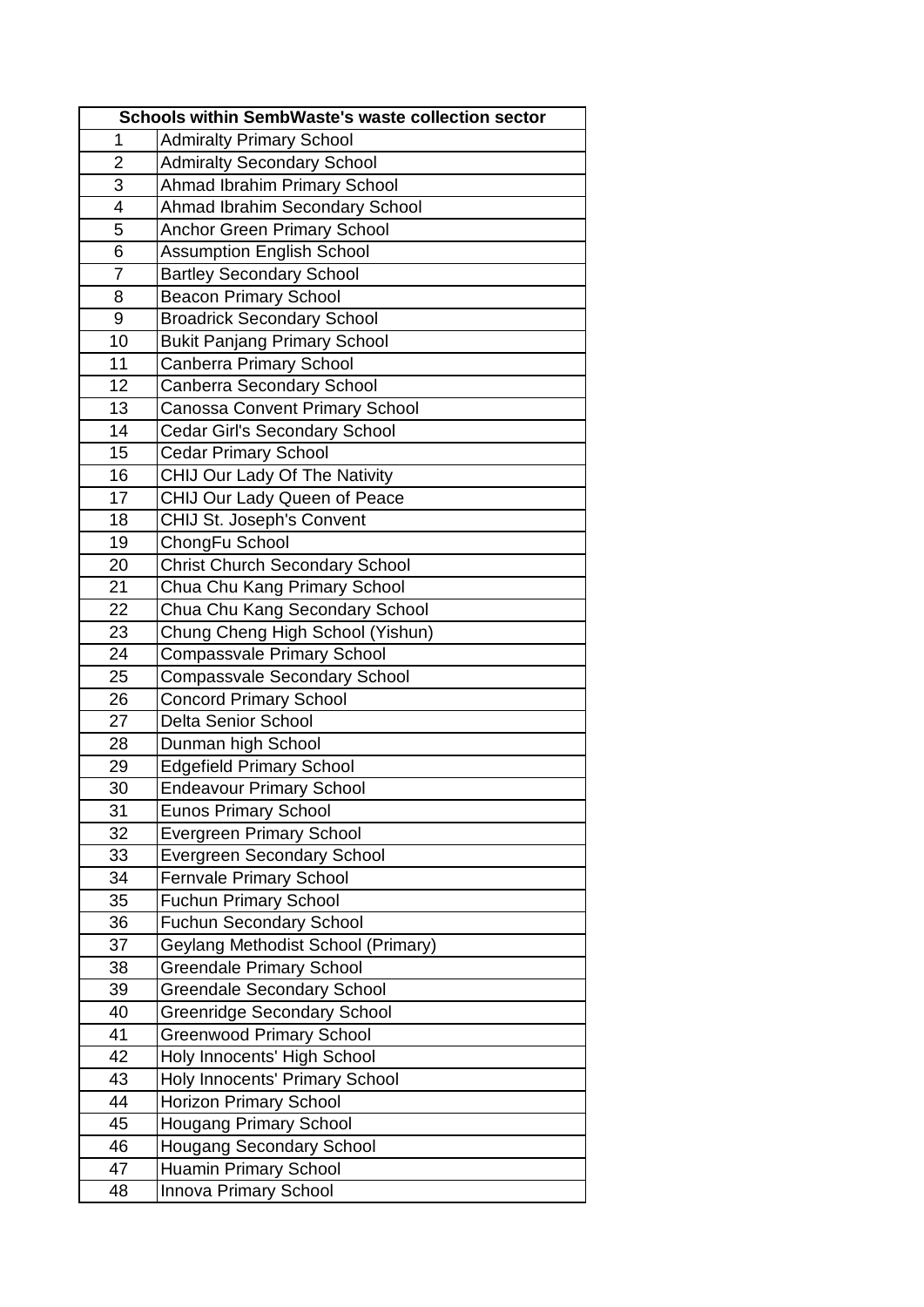| Schools within SembWaste's waste collection sector | |
|---|---|
| 1 | Admiralty Primary School |
| 2 | Admiralty Secondary School |
| 3 | Ahmad Ibrahim Primary School |
| 4 | Ahmad Ibrahim Secondary School |
| 5 | Anchor Green Primary School |
| 6 | Assumption English School |
| 7 | Bartley Secondary School |
| 8 | Beacon Primary School |
| 9 | Broadrick Secondary School |
| 10 | Bukit Panjang Primary School |
| 11 | Canberra Primary School |
| 12 | Canberra Secondary School |
| 13 | Canossa Convent Primary School |
| 14 | Cedar Girl's Secondary School |
| 15 | Cedar Primary School |
| 16 | CHIJ Our Lady Of The Nativity |
| 17 | CHIJ Our Lady Queen of Peace |
| 18 | CHIJ St. Joseph's Convent |
| 19 | ChongFu School |
| 20 | Christ Church Secondary School |
| 21 | Chua Chu Kang Primary School |
| 22 | Chua Chu Kang Secondary School |
| 23 | Chung Cheng High School (Yishun) |
| 24 | Compassvale Primary School |
| 25 | Compassvale Secondary School |
| 26 | Concord Primary School |
| 27 | Delta Senior School |
| 28 | Dunman high School |
| 29 | Edgefield Primary School |
| 30 | Endeavour Primary School |
| 31 | Eunos Primary School |
| 32 | Evergreen Primary School |
| 33 | Evergreen Secondary School |
| 34 | Fernvale Primary School |
| 35 | Fuchun Primary School |
| 36 | Fuchun Secondary School |
| 37 | Geylang Methodist School (Primary) |
| 38 | Greendale Primary School |
| 39 | Greendale Secondary School |
| 40 | Greenridge Secondary School |
| 41 | Greenwood Primary School |
| 42 | Holy Innocents' High School |
| 43 | Holy Innocents' Primary School |
| 44 | Horizon Primary School |
| 45 | Hougang Primary School |
| 46 | Hougang Secondary School |
| 47 | Huamin Primary School |
| 48 | Innova Primary School |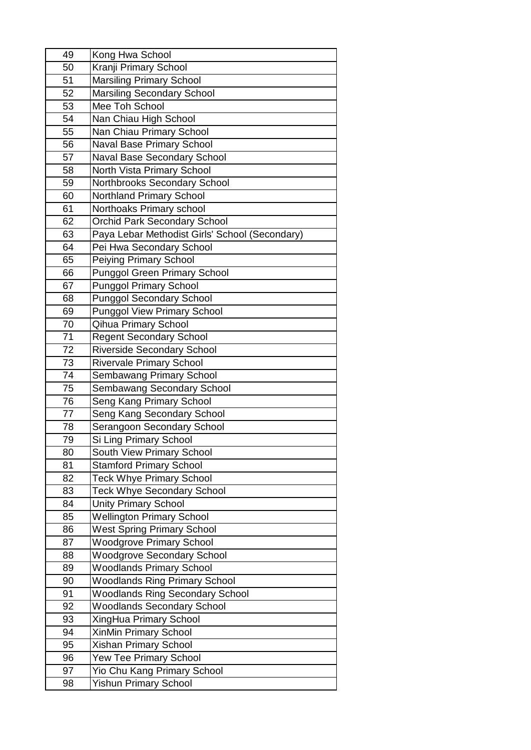| 49 | Kong Hwa School |
|---|---|
| 50 | Kranji Primary School |
| 51 | Marsiling Primary School |
| 52 | Marsiling Secondary School |
| 53 | Mee Toh School |
| 54 | Nan Chiau High School |
| 55 | Nan Chiau Primary School |
| 56 | Naval Base Primary School |
| 57 | Naval Base Secondary School |
| 58 | North Vista Primary School |
| 59 | Northbrooks Secondary School |
| 60 | Northland Primary School |
| 61 | Northoaks Primary school |
| 62 | Orchid Park Secondary School |
| 63 | Paya Lebar Methodist Girls' School (Secondary) |
| 64 | Pei Hwa Secondary School |
| 65 | Peiying Primary School |
| 66 | Punggol Green Primary School |
| 67 | Punggol Primary School |
| 68 | Punggol Secondary School |
| 69 | Punggol View Primary School |
| 70 | Qihua Primary School |
| 71 | Regent Secondary School |
| 72 | Riverside Secondary School |
| 73 | Rivervale Primary School |
| 74 | Sembawang Primary School |
| 75 | Sembawang Secondary School |
| 76 | Seng Kang Primary School |
| 77 | Seng Kang Secondary School |
| 78 | Serangoon Secondary School |
| 79 | Si Ling Primary School |
| 80 | South View Primary School |
| 81 | Stamford Primary School |
| 82 | Teck Whye Primary School |
| 83 | Teck Whye Secondary School |
| 84 | Unity Primary School |
| 85 | Wellington Primary School |
| 86 | West Spring Primary School |
| 87 | Woodgrove Primary School |
| 88 | Woodgrove Secondary School |
| 89 | Woodlands Primary School |
| 90 | Woodlands Ring Primary School |
| 91 | Woodlands Ring Secondary School |
| 92 | Woodlands Secondary School |
| 93 | XingHua Primary School |
| 94 | XinMin Primary School |
| 95 | Xishan Primary School |
| 96 | Yew Tee Primary School |
| 97 | Yio Chu Kang Primary School |
| 98 | Yishun Primary School |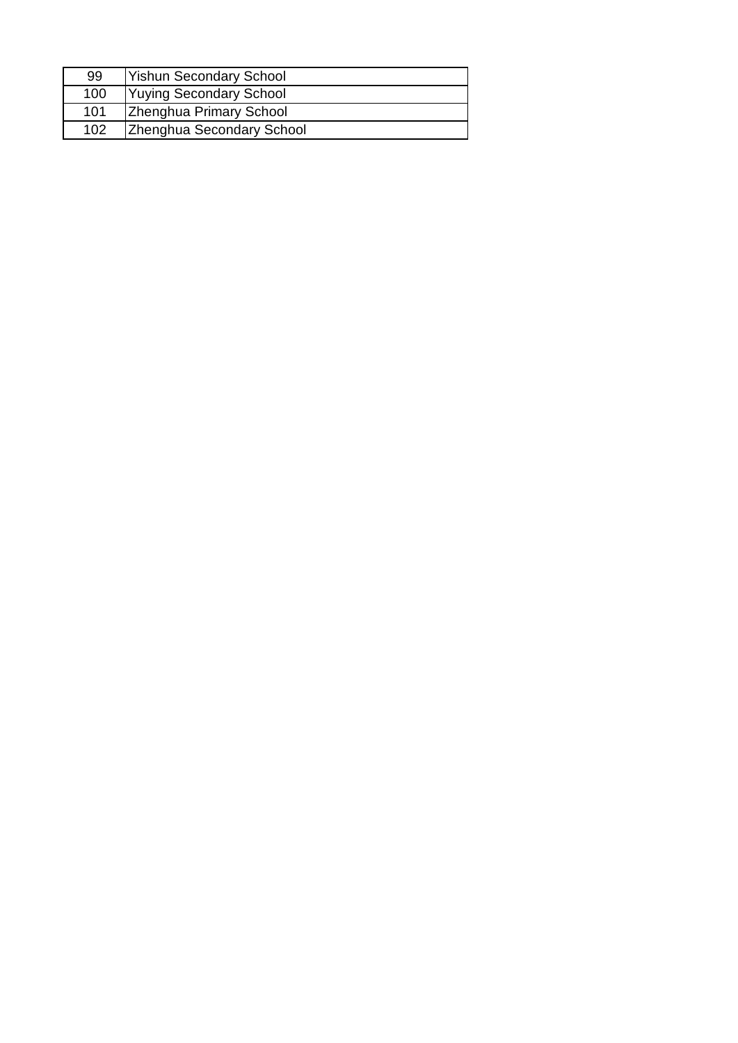| | |
|---|---|
| 99 | Yishun Secondary School |
| 100 | Yuying Secondary School |
| 101 | Zhenghua Primary School |
| 102 | Zhenghua Secondary School |